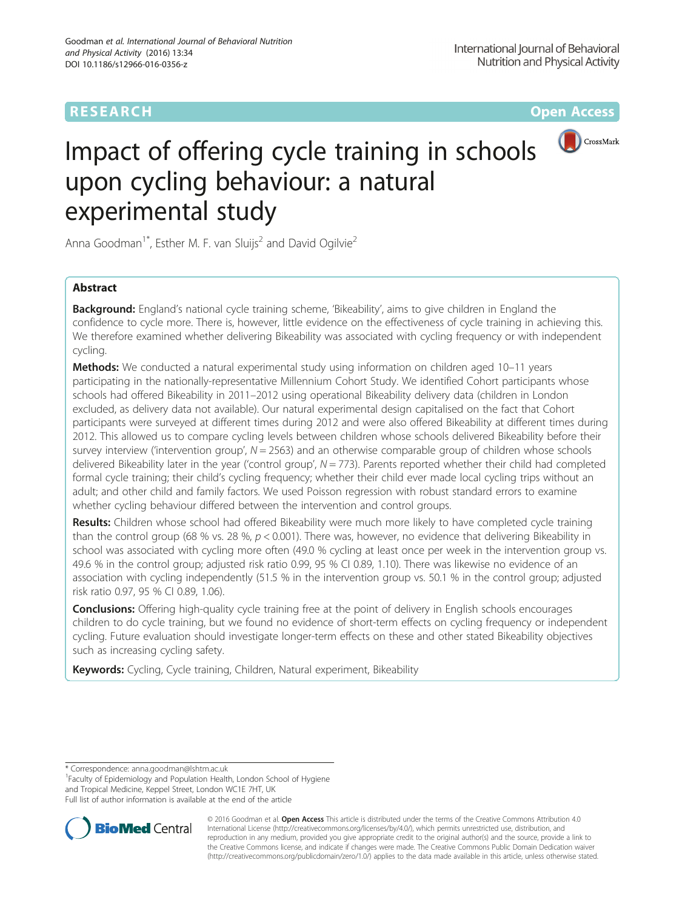RESEARCH

Open Access

# Impact of offering cycle training in schools upon cycling behaviour: a natural experimental study

Anna Goodman[1*], Esther M. F. van Sluijs[2] and David Ogilvie[2]

## Abstract

**Background:** England's national cycle training scheme, 'Bikeability', aims to give children in England the confidence to cycle more. There is, however, little evidence on the effectiveness of cycle training in achieving this. We therefore examined whether delivering Bikeability was associated with cycling frequency or with independent cycling.

**Methods:** We conducted a natural experimental study using information on children aged 10–11 years participating in the nationally-representative Millennium Cohort Study. We identified Cohort participants whose schools had offered Bikeability in 2011–2012 using operational Bikeability delivery data (children in London excluded, as delivery data not available). Our natural experimental design capitalised on the fact that Cohort participants were surveyed at different times during 2012 and were also offered Bikeability at different times during 2012. This allowed us to compare cycling levels between children whose schools delivered Bikeability before their survey interview ('intervention group', *N* = 2563) and an otherwise comparable group of children whose schools delivered Bikeability later in the year ('control group', *N* = 773). Parents reported whether their child had completed formal cycle training; their child's cycling frequency; whether their child ever made local cycling trips without an adult; and other child and family factors. We used Poisson regression with robust standard errors to examine whether cycling behaviour differed between the intervention and control groups.

**Results:** Children whose school had offered Bikeability were much more likely to have completed cycle training than the control group (68 % vs. 28 %, $p < 0.001$). There was, however, no evidence that delivering Bikeability in school was associated with cycling more often (49.0 % cycling at least once per week in the intervention group vs. 49.6 % in the control group; adjusted risk ratio 0.99, 95 % CI 0.89, 1.10). There was likewise no evidence of an association with cycling independently (51.5 % in the intervention group vs. 50.1 % in the control group; adjusted risk ratio 0.97, 95 % CI 0.89, 1.06).

**Conclusions:** Offering high-quality cycle training free at the point of delivery in English schools encourages children to do cycle training, but we found no evidence of short-term effects on cycling frequency or independent cycling. Future evaluation should investigate longer-term effects on these and other stated Bikeability objectives such as increasing cycling safety.

**Keywords:** Cycling, Cycle training, Children, Natural experiment, Bikeability

---

\* Correspondence: anna.goodman@lshtm.ac.uk
[1]Faculty of Epidemiology and Population Health, London School of Hygiene and Tropical Medicine, Keppel Street, London WC1E 7HT, UK
Full list of author information is available at the end of the article

© 2016 Goodman et al. **Open Access** This article is distributed under the terms of the Creative Commons Attribution 4.0 International License (http://creativecommons.org/licenses/by/4.0/), which permits unrestricted use, distribution, and reproduction in any medium, provided you give appropriate credit to the original author(s) and the source, provide a link to the Creative Commons license, and indicate if changes were made. The Creative Commons Public Domain Dedication waiver (http://creativecommons.org/publicdomain/zero/1.0/) applies to the data made available in this article, unless otherwise stated.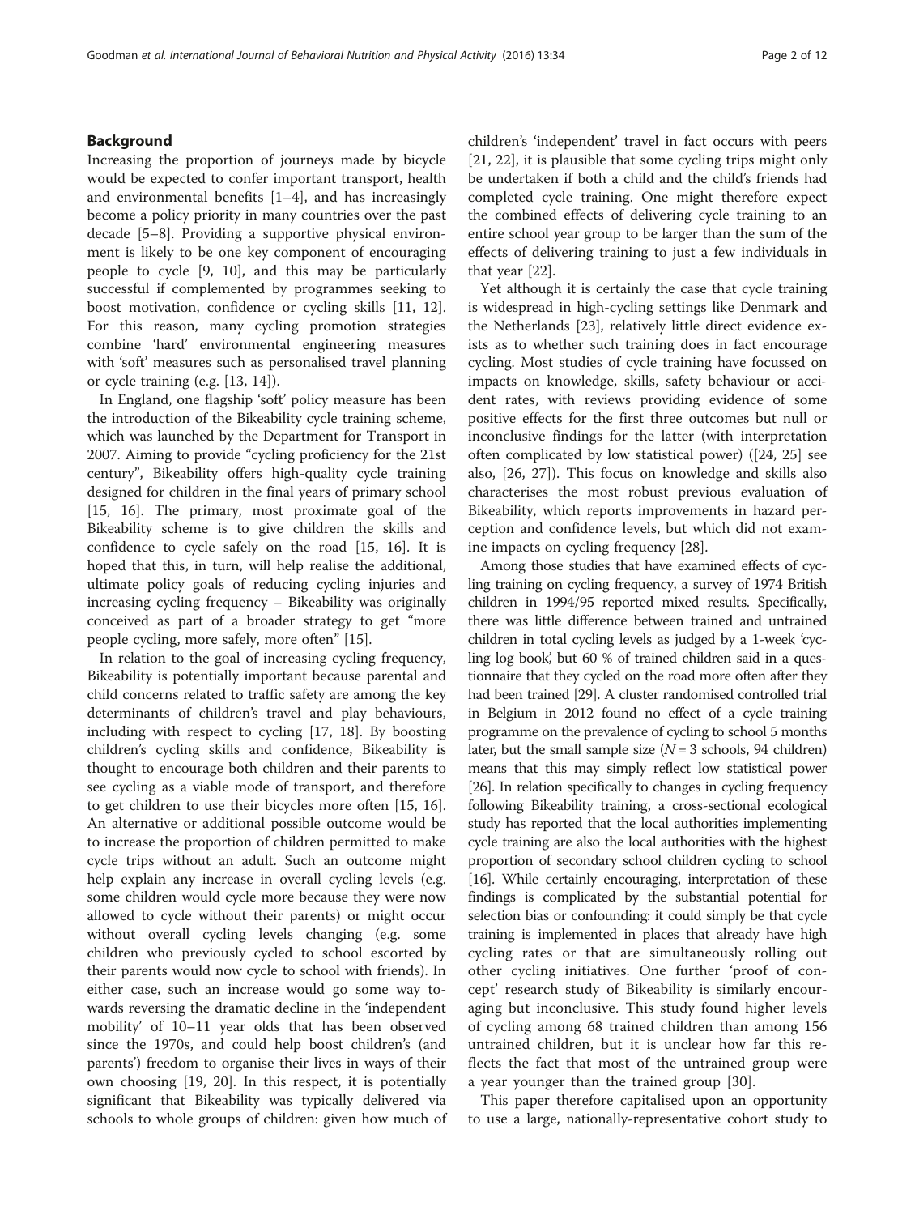## Background

Increasing the proportion of journeys made by bicycle would be expected to confer important transport, health and environmental benefits [1–4], and has increasingly become a policy priority in many countries over the past decade [5–8]. Providing a supportive physical environment is likely to be one key component of encouraging people to cycle [9, 10], and this may be particularly successful if complemented by programmes seeking to boost motivation, confidence or cycling skills [11, 12]. For this reason, many cycling promotion strategies combine 'hard' environmental engineering measures with 'soft' measures such as personalised travel planning or cycle training (e.g. [13, 14]).

In England, one flagship 'soft' policy measure has been the introduction of the Bikeability cycle training scheme, which was launched by the Department for Transport in 2007. Aiming to provide "cycling proficiency for the 21st century", Bikeability offers high-quality cycle training designed for children in the final years of primary school [15, 16]. The primary, most proximate goal of the Bikeability scheme is to give children the skills and confidence to cycle safely on the road [15, 16]. It is hoped that this, in turn, will help realise the additional, ultimate policy goals of reducing cycling injuries and increasing cycling frequency – Bikeability was originally conceived as part of a broader strategy to get "more people cycling, more safely, more often" [15].

In relation to the goal of increasing cycling frequency, Bikeability is potentially important because parental and child concerns related to traffic safety are among the key determinants of children's travel and play behaviours, including with respect to cycling [17, 18]. By boosting children's cycling skills and confidence, Bikeability is thought to encourage both children and their parents to see cycling as a viable mode of transport, and therefore to get children to use their bicycles more often [15, 16]. An alternative or additional possible outcome would be to increase the proportion of children permitted to make cycle trips without an adult. Such an outcome might help explain any increase in overall cycling levels (e.g. some children would cycle more because they were now allowed to cycle without their parents) or might occur without overall cycling levels changing (e.g. some children who previously cycled to school escorted by their parents would now cycle to school with friends). In either case, such an increase would go some way towards reversing the dramatic decline in the 'independent mobility' of 10–11 year olds that has been observed since the 1970s, and could help boost children's (and parents') freedom to organise their lives in ways of their own choosing [19, 20]. In this respect, it is potentially significant that Bikeability was typically delivered via schools to whole groups of children: given how much of children's 'independent' travel in fact occurs with peers [21, 22], it is plausible that some cycling trips might only be undertaken if both a child and the child's friends had completed cycle training. One might therefore expect the combined effects of delivering cycle training to an entire school year group to be larger than the sum of the effects of delivering training to just a few individuals in that year [22].

Yet although it is certainly the case that cycle training is widespread in high-cycling settings like Denmark and the Netherlands [23], relatively little direct evidence exists as to whether such training does in fact encourage cycling. Most studies of cycle training have focussed on impacts on knowledge, skills, safety behaviour or accident rates, with reviews providing evidence of some positive effects for the first three outcomes but null or inconclusive findings for the latter (with interpretation often complicated by low statistical power) ([24, 25] see also, [26, 27]). This focus on knowledge and skills also characterises the most robust previous evaluation of Bikeability, which reports improvements in hazard perception and confidence levels, but which did not examine impacts on cycling frequency [28].

Among those studies that have examined effects of cycling training on cycling frequency, a survey of 1974 British children in 1994/95 reported mixed results. Specifically, there was little difference between trained and untrained children in total cycling levels as judged by a 1-week 'cycling log book', but 60 % of trained children said in a questionnaire that they cycled on the road more often after they had been trained [29]. A cluster randomised controlled trial in Belgium in 2012 found no effect of a cycle training programme on the prevalence of cycling to school 5 months later, but the small sample size ($N = 3$ schools, 94 children) means that this may simply reflect low statistical power [26]. In relation specifically to changes in cycling frequency following Bikeability training, a cross-sectional ecological study has reported that the local authorities implementing cycle training are also the local authorities with the highest proportion of secondary school children cycling to school [16]. While certainly encouraging, interpretation of these findings is complicated by the substantial potential for selection bias or confounding: it could simply be that cycle training is implemented in places that already have high cycling rates or that are simultaneously rolling out other cycling initiatives. One further 'proof of concept' research study of Bikeability is similarly encouraging but inconclusive. This study found higher levels of cycling among 68 trained children than among 156 untrained children, but it is unclear how far this reflects the fact that most of the untrained group were a year younger than the trained group [30].

This paper therefore capitalised upon an opportunity to use a large, nationally-representative cohort study to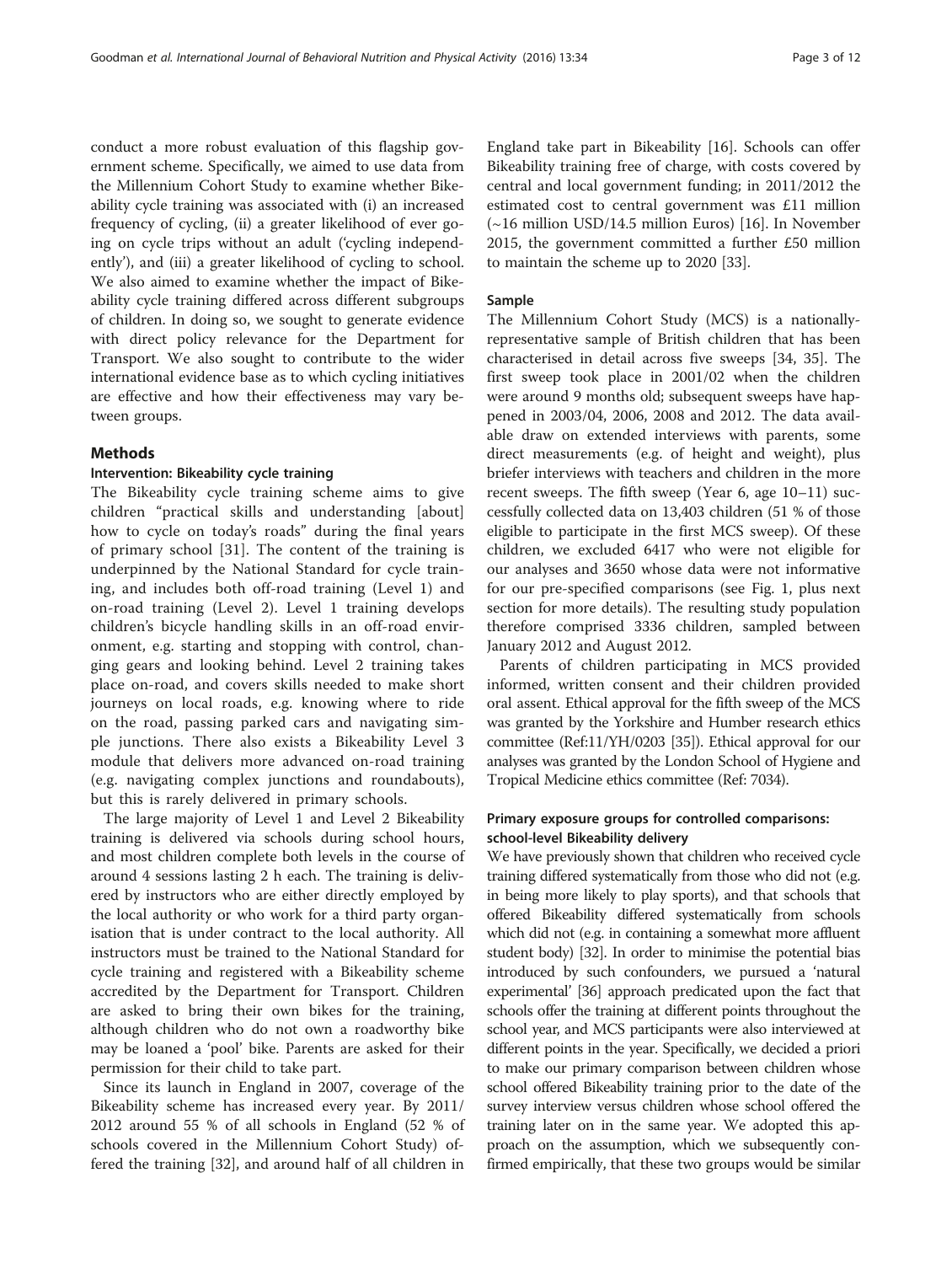conduct a more robust evaluation of this flagship government scheme. Specifically, we aimed to use data from the Millennium Cohort Study to examine whether Bikeability cycle training was associated with (i) an increased frequency of cycling, (ii) a greater likelihood of ever going on cycle trips without an adult ('cycling independently'), and (iii) a greater likelihood of cycling to school. We also aimed to examine whether the impact of Bikeability cycle training differed across different subgroups of children. In doing so, we sought to generate evidence with direct policy relevance for the Department for Transport. We also sought to contribute to the wider international evidence base as to which cycling initiatives are effective and how their effectiveness may vary between groups.

## Methods

### Intervention: Bikeability cycle training

The Bikeability cycle training scheme aims to give children "practical skills and understanding [about] how to cycle on today's roads" during the final years of primary school [31]. The content of the training is underpinned by the National Standard for cycle training, and includes both off-road training (Level 1) and on-road training (Level 2). Level 1 training develops children's bicycle handling skills in an off-road environment, e.g. starting and stopping with control, changing gears and looking behind. Level 2 training takes place on-road, and covers skills needed to make short journeys on local roads, e.g. knowing where to ride on the road, passing parked cars and navigating simple junctions. There also exists a Bikeability Level 3 module that delivers more advanced on-road training (e.g. navigating complex junctions and roundabouts), but this is rarely delivered in primary schools.

The large majority of Level 1 and Level 2 Bikeability training is delivered via schools during school hours, and most children complete both levels in the course of around 4 sessions lasting 2 h each. The training is delivered by instructors who are either directly employed by the local authority or who work for a third party organisation that is under contract to the local authority. All instructors must be trained to the National Standard for cycle training and registered with a Bikeability scheme accredited by the Department for Transport. Children are asked to bring their own bikes for the training, although children who do not own a roadworthy bike may be loaned a 'pool' bike. Parents are asked for their permission for their child to take part.

Since its launch in England in 2007, coverage of the Bikeability scheme has increased every year. By 2011/2012 around 55 % of all schools in England (52 % of schools covered in the Millennium Cohort Study) offered the training [32], and around half of all children in England take part in Bikeability [16]. Schools can offer Bikeability training free of charge, with costs covered by central and local government funding; in 2011/2012 the estimated cost to central government was £11 million (~16 million USD/14.5 million Euros) [16]. In November 2015, the government committed a further £50 million to maintain the scheme up to 2020 [33].

### Sample

The Millennium Cohort Study (MCS) is a nationally-representative sample of British children that has been characterised in detail across five sweeps [34, 35]. The first sweep took place in 2001/02 when the children were around 9 months old; subsequent sweeps have happened in 2003/04, 2006, 2008 and 2012. The data available draw on extended interviews with parents, some direct measurements (e.g. of height and weight), plus briefer interviews with teachers and children in the more recent sweeps. The fifth sweep (Year 6, age 10–11) successfully collected data on 13,403 children (51 % of those eligible to participate in the first MCS sweep). Of these children, we excluded 6417 who were not eligible for our analyses and 3650 whose data were not informative for our pre-specified comparisons (see Fig. 1, plus next section for more details). The resulting study population therefore comprised 3336 children, sampled between January 2012 and August 2012.

Parents of children participating in MCS provided informed, written consent and their children provided oral assent. Ethical approval for the fifth sweep of the MCS was granted by the Yorkshire and Humber research ethics committee (Ref:11/YH/0203 [35]). Ethical approval for our analyses was granted by the London School of Hygiene and Tropical Medicine ethics committee (Ref: 7034).

### Primary exposure groups for controlled comparisons: school-level Bikeability delivery

We have previously shown that children who received cycle training differed systematically from those who did not (e.g. in being more likely to play sports), and that schools that offered Bikeability differed systematically from schools which did not (e.g. in containing a somewhat more affluent student body) [32]. In order to minimise the potential bias introduced by such confounders, we pursued a 'natural experimental' [36] approach predicated upon the fact that schools offer the training at different points throughout the school year, and MCS participants were also interviewed at different points in the year. Specifically, we decided a priori to make our primary comparison between children whose school offered Bikeability training prior to the date of the survey interview versus children whose school offered the training later on in the same year. We adopted this approach on the assumption, which we subsequently confirmed empirically, that these two groups would be similar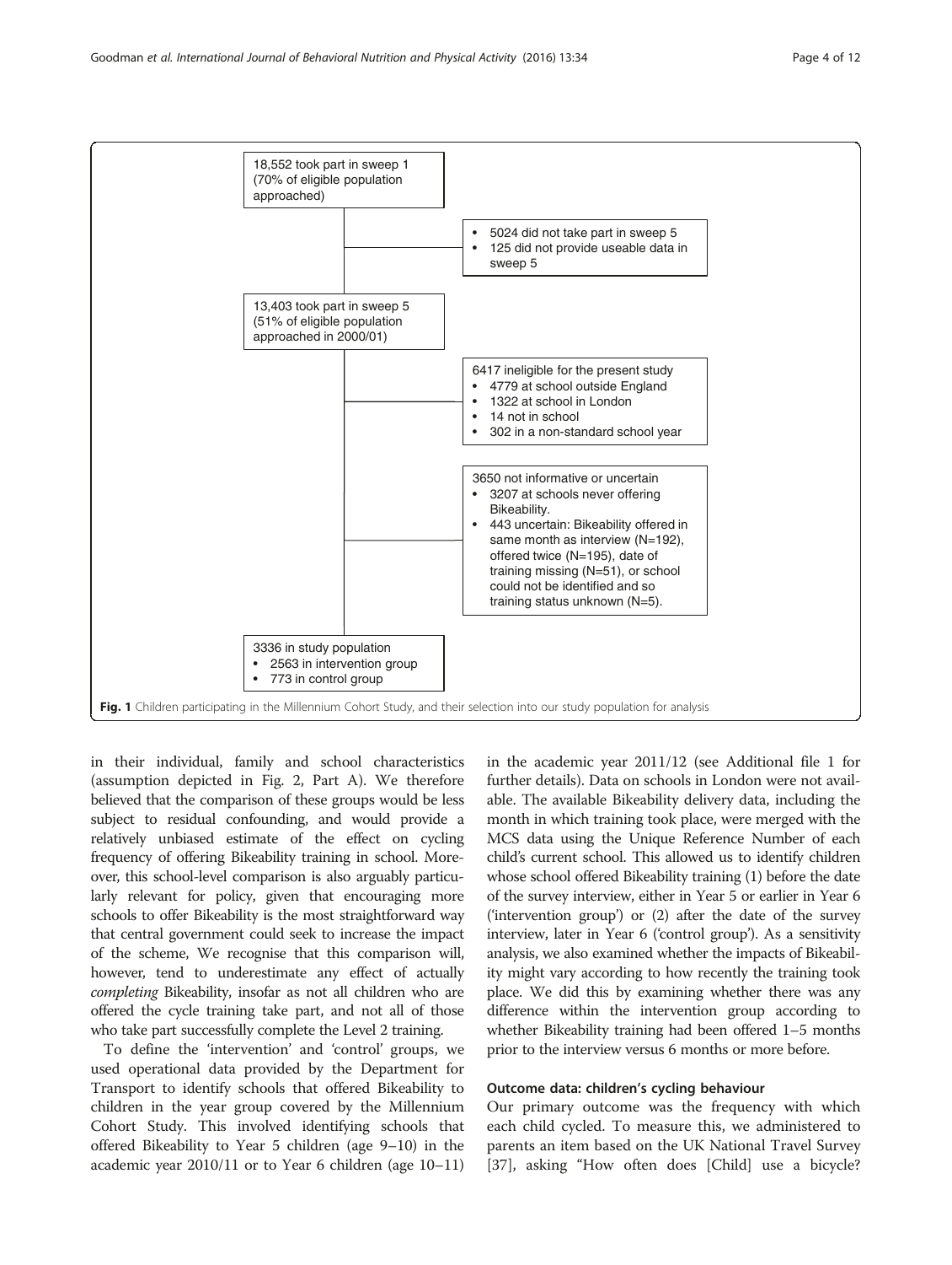18,552 took part in sweep 1 (70% of eligible population approached)

- 5024 did not take part in sweep 5
- 125 did not provide useable data in sweep 5

13,403 took part in sweep 5 (51% of eligible population approached in 2000/01)

6417 ineligible for the present study
- 4779 at school outside England
- 1322 at school in London
- 14 not in school
- 302 in a non-standard school year

3650 not informative or uncertain
- 3207 at schools never offering Bikeability.
- 443 uncertain: Bikeability offered in same month as interview (N=192), offered twice (N=195), date of training missing (N=51), or school could not be identified and so training status unknown (N=5).

3336 in study population
- 2563 in intervention group
- 773 in control group

**Fig. 1** Children participating in the Millennium Cohort Study, and their selection into our study population for analysis

in their individual, family and school characteristics (assumption depicted in Fig. 2, Part A). We therefore believed that the comparison of these groups would be less subject to residual confounding, and would provide a relatively unbiased estimate of the effect on cycling frequency of offering Bikeability training in school. Moreover, this school-level comparison is also arguably particularly relevant for policy, given that encouraging more schools to offer Bikeability is the most straightforward way that central government could seek to increase the impact of the scheme, We recognise that this comparison will, however, tend to underestimate any effect of actually *completing* Bikeability, insofar as not all children who are offered the cycle training take part, and not all of those who take part successfully complete the Level 2 training.

To define the 'intervention' and 'control' groups, we used operational data provided by the Department for Transport to identify schools that offered Bikeability to children in the year group covered by the Millennium Cohort Study. This involved identifying schools that offered Bikeability to Year 5 children (age 9–10) in the academic year 2010/11 or to Year 6 children (age 10–11) in the academic year 2011/12 (see Additional file 1 for further details). Data on schools in London were not available. The available Bikeability delivery data, including the month in which training took place, were merged with the MCS data using the Unique Reference Number of each child's current school. This allowed us to identify children whose school offered Bikeability training (1) before the date of the survey interview, either in Year 5 or earlier in Year 6 ('intervention group') or (2) after the date of the survey interview, later in Year 6 ('control group'). As a sensitivity analysis, we also examined whether the impacts of Bikeability might vary according to how recently the training took place. We did this by examining whether there was any difference within the intervention group according to whether Bikeability training had been offered 1–5 months prior to the interview versus 6 months or more before.

#### Outcome data: children's cycling behaviour

Our primary outcome was the frequency with which each child cycled. To measure this, we administered to parents an item based on the UK National Travel Survey [37], asking "How often does [Child] use a bicycle?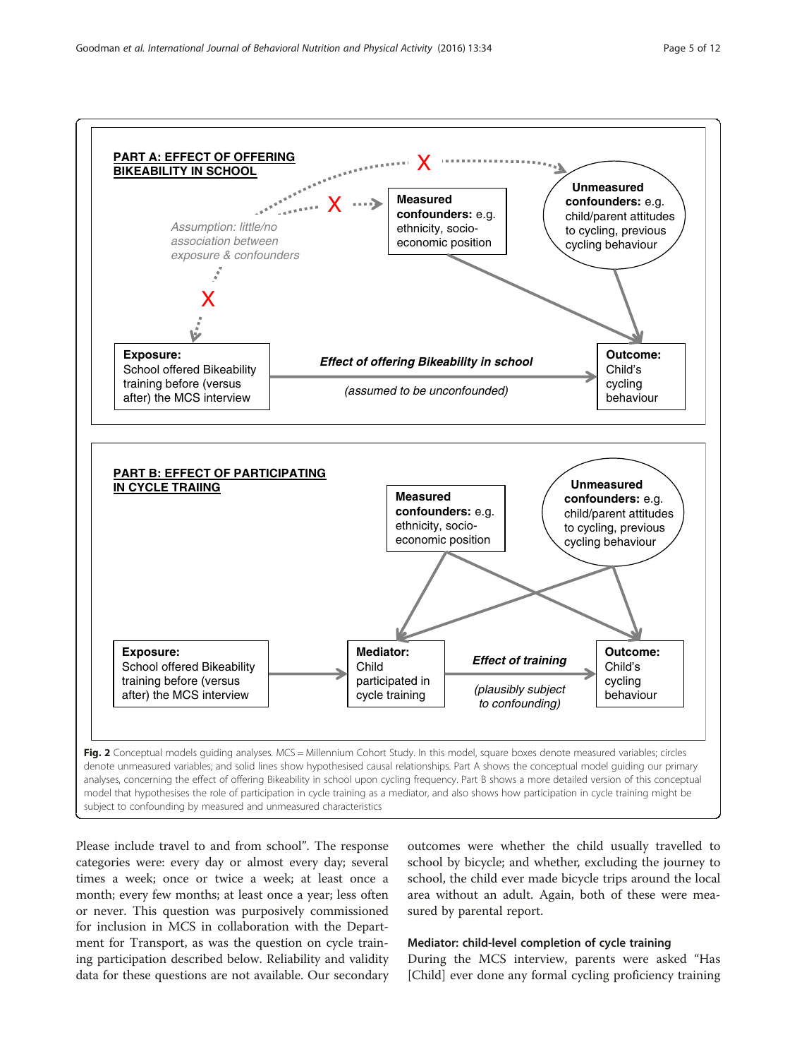**Fig. 2** Conceptual models guiding analyses. MCS = Millennium Cohort Study. In this model, square boxes denote measured variables; circles denote unmeasured variables; and solid lines show hypothesised causal relationships. Part A shows the conceptual model guiding our primary analyses, concerning the effect of offering Bikeability in school upon cycling frequency. Part B shows a more detailed version of this conceptual model that hypothesises the role of participation in cycle training as a mediator, and also shows how participation in cycle training might be subject to confounding by measured and unmeasured characteristics

Please include travel to and from school". The response categories were: every day or almost every day; several times a week; once or twice a week; at least once a month; every few months; at least once a year; less often or never. This question was purposively commissioned for inclusion in MCS in collaboration with the Department for Transport, as was the question on cycle training participation described below. Reliability and validity data for these questions are not available. Our secondary outcomes were whether the child usually travelled to school by bicycle; and whether, excluding the journey to school, the child ever made bicycle trips around the local area without an adult. Again, both of these were measured by parental report.

### Mediator: child-level completion of cycle training

During the MCS interview, parents were asked "Has [Child] ever done any formal cycling proficiency training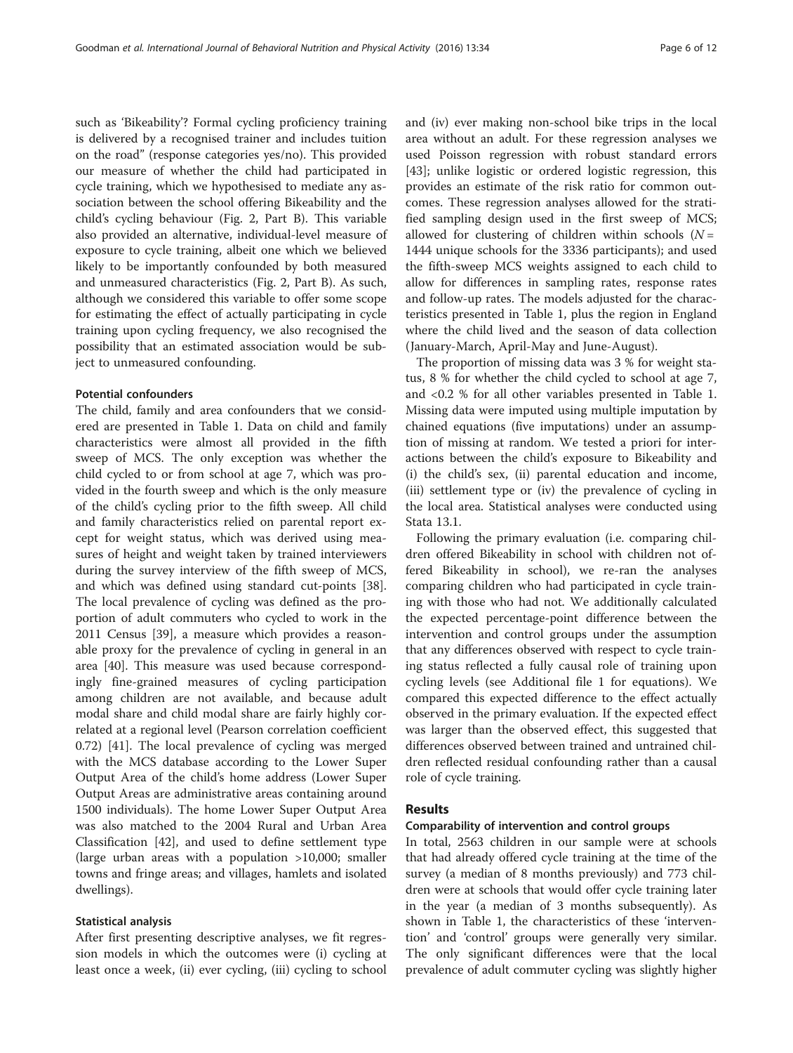such as 'Bikeability'? Formal cycling proficiency training is delivered by a recognised trainer and includes tuition on the road" (response categories yes/no). This provided our measure of whether the child had participated in cycle training, which we hypothesised to mediate any association between the school offering Bikeability and the child's cycling behaviour (Fig. 2, Part B). This variable also provided an alternative, individual-level measure of exposure to cycle training, albeit one which we believed likely to be importantly confounded by both measured and unmeasured characteristics (Fig. 2, Part B). As such, although we considered this variable to offer some scope for estimating the effect of actually participating in cycle training upon cycling frequency, we also recognised the possibility that an estimated association would be subject to unmeasured confounding.

#### Potential confounders

The child, family and area confounders that we considered are presented in Table 1. Data on child and family characteristics were almost all provided in the fifth sweep of MCS. The only exception was whether the child cycled to or from school at age 7, which was provided in the fourth sweep and which is the only measure of the child's cycling prior to the fifth sweep. All child and family characteristics relied on parental report except for weight status, which was derived using measures of height and weight taken by trained interviewers during the survey interview of the fifth sweep of MCS, and which was defined using standard cut-points [38]. The local prevalence of cycling was defined as the proportion of adult commuters who cycled to work in the 2011 Census [39], a measure which provides a reasonable proxy for the prevalence of cycling in general in an area [40]. This measure was used because correspondingly fine-grained measures of cycling participation among children are not available, and because adult modal share and child modal share are fairly highly correlated at a regional level (Pearson correlation coefficient 0.72) [41]. The local prevalence of cycling was merged with the MCS database according to the Lower Super Output Area of the child's home address (Lower Super Output Areas are administrative areas containing around 1500 individuals). The home Lower Super Output Area was also matched to the 2004 Rural and Urban Area Classification [42], and used to define settlement type (large urban areas with a population >10,000; smaller towns and fringe areas; and villages, hamlets and isolated dwellings).

#### Statistical analysis

After first presenting descriptive analyses, we fit regression models in which the outcomes were (i) cycling at least once a week, (ii) ever cycling, (iii) cycling to school and (iv) ever making non-school bike trips in the local area without an adult. For these regression analyses we used Poisson regression with robust standard errors [43]; unlike logistic or ordered logistic regression, this provides an estimate of the risk ratio for common outcomes. These regression analyses allowed for the stratified sampling design used in the first sweep of MCS; allowed for clustering of children within schools ($N$ = 1444 unique schools for the 3336 participants); and used the fifth-sweep MCS weights assigned to each child to allow for differences in sampling rates, response rates and follow-up rates. The models adjusted for the characteristics presented in Table 1, plus the region in England where the child lived and the season of data collection (January-March, April-May and June-August).

The proportion of missing data was 3 % for weight status, 8 % for whether the child cycled to school at age 7, and <0.2 % for all other variables presented in Table 1. Missing data were imputed using multiple imputation by chained equations (five imputations) under an assumption of missing at random. We tested a priori for interactions between the child's exposure to Bikeability and (i) the child's sex, (ii) parental education and income, (iii) settlement type or (iv) the prevalence of cycling in the local area. Statistical analyses were conducted using Stata 13.1.

Following the primary evaluation (i.e. comparing children offered Bikeability in school with children not offered Bikeability in school), we re-ran the analyses comparing children who had participated in cycle training with those who had not. We additionally calculated the expected percentage-point difference between the intervention and control groups under the assumption that any differences observed with respect to cycle training status reflected a fully causal role of training upon cycling levels (see Additional file 1 for equations). We compared this expected difference to the effect actually observed in the primary evaluation. If the expected effect was larger than the observed effect, this suggested that differences observed between trained and untrained children reflected residual confounding rather than a causal role of cycle training.

## Results

#### Comparability of intervention and control groups

In total, 2563 children in our sample were at schools that had already offered cycle training at the time of the survey (a median of 8 months previously) and 773 children were at schools that would offer cycle training later in the year (a median of 3 months subsequently). As shown in Table 1, the characteristics of these 'intervention' and 'control' groups were generally very similar. The only significant differences were that the local prevalence of adult commuter cycling was slightly higher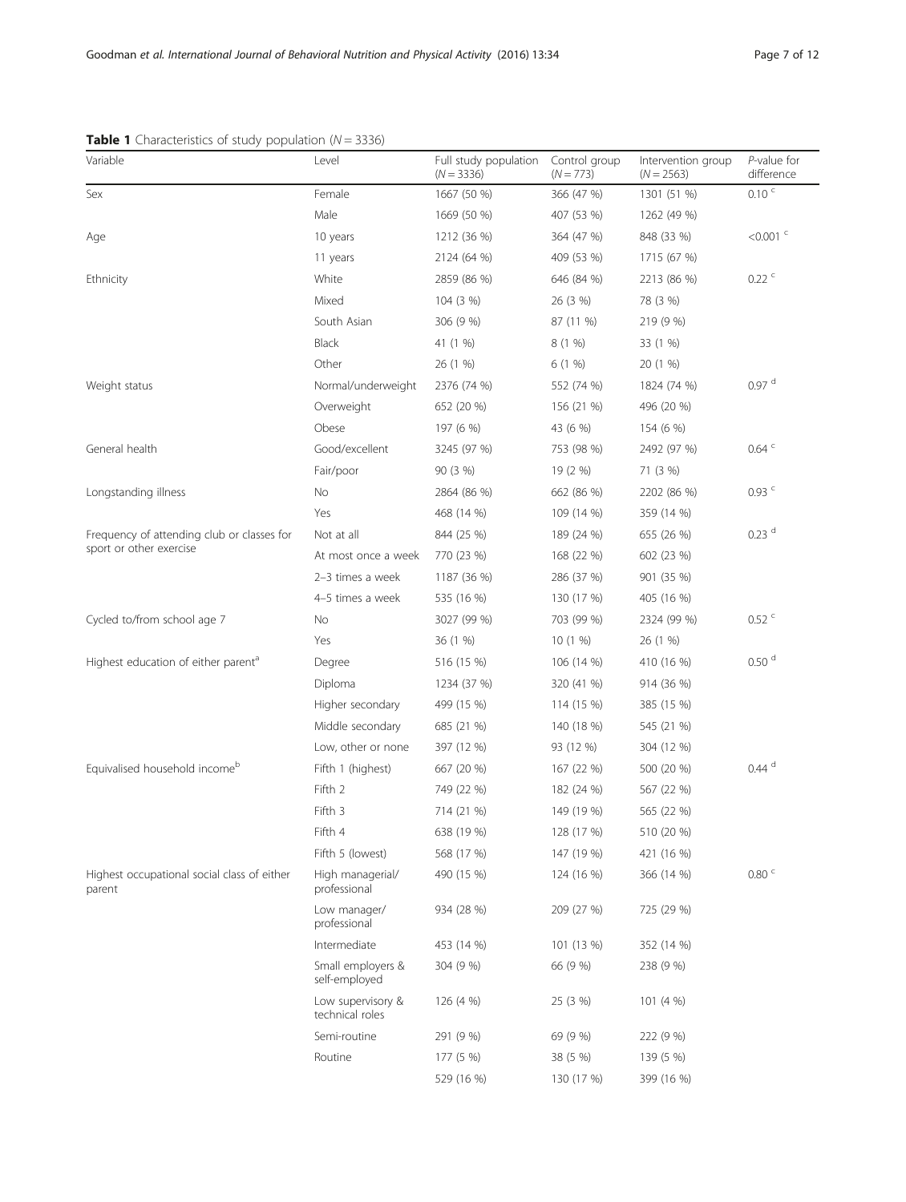**Table 1** Characteristics of study population ($N = 3336$)

| Variable | Level | Full study population ($N = 3336$) | Control group ($N = 773$) | Intervention group ($N = 2563$) | *P*-value for difference |
|---|---|---|---|---|---|
| Sex | Female | 1667 (50 %) | 366 (47 %) | 1301 (51 %) | 0.10 [c] |
| | Male | 1669 (50 %) | 407 (53 %) | 1262 (49 %) | |
| Age | 10 years | 1212 (36 %) | 364 (47 %) | 848 (33 %) | <0.001 [c] |
| | 11 years | 2124 (64 %) | 409 (53 %) | 1715 (67 %) | |
| Ethnicity | White | 2859 (86 %) | 646 (84 %) | 2213 (86 %) | 0.22 [c] |
| | Mixed | 104 (3 %) | 26 (3 %) | 78 (3 %) | |
| | South Asian | 306 (9 %) | 87 (11 %) | 219 (9 %) | |
| | Black | 41 (1 %) | 8 (1 %) | 33 (1 %) | |
| | Other | 26 (1 %) | 6 (1 %) | 20 (1 %) | |
| Weight status | Normal/underweight | 2376 (74 %) | 552 (74 %) | 1824 (74 %) | 0.97 [d] |
| | Overweight | 652 (20 %) | 156 (21 %) | 496 (20 %) | |
| | Obese | 197 (6 %) | 43 (6 %) | 154 (6 %) | |
| General health | Good/excellent | 3245 (97 %) | 753 (98 %) | 2492 (97 %) | 0.64 [c] |
| | Fair/poor | 90 (3 %) | 19 (2 %) | 71 (3 %) | |
| Longstanding illness | No | 2864 (86 %) | 662 (86 %) | 2202 (86 %) | 0.93 [c] |
| | Yes | 468 (14 %) | 109 (14 %) | 359 (14 %) | |
| Frequency of attending club or classes for sport or other exercise | Not at all | 844 (25 %) | 189 (24 %) | 655 (26 %) | 0.23 [d] |
| | At most once a week | 770 (23 %) | 168 (22 %) | 602 (23 %) | |
| | 2–3 times a week | 1187 (36 %) | 286 (37 %) | 901 (35 %) | |
| | 4–5 times a week | 535 (16 %) | 130 (17 %) | 405 (16 %) | |
| Cycled to/from school age 7 | No | 3027 (99 %) | 703 (99 %) | 2324 (99 %) | 0.52 [c] |
| | Yes | 36 (1 %) | 10 (1 %) | 26 (1 %) | |
| Highest education of either parent[a] | Degree | 516 (15 %) | 106 (14 %) | 410 (16 %) | 0.50 [d] |
| | Diploma | 1234 (37 %) | 320 (41 %) | 914 (36 %) | |
| | Higher secondary | 499 (15 %) | 114 (15 %) | 385 (15 %) | |
| | Middle secondary | 685 (21 %) | 140 (18 %) | 545 (21 %) | |
| | Low, other or none | 397 (12 %) | 93 (12 %) | 304 (12 %) | |
| Equivalised household income[b] | Fifth 1 (highest) | 667 (20 %) | 167 (22 %) | 500 (20 %) | 0.44 [d] |
| | Fifth 2 | 749 (22 %) | 182 (24 %) | 567 (22 %) | |
| | Fifth 3 | 714 (21 %) | 149 (19 %) | 565 (22 %) | |
| | Fifth 4 | 638 (19 %) | 128 (17 %) | 510 (20 %) | |
| | Fifth 5 (lowest) | 568 (17 %) | 147 (19 %) | 421 (16 %) | |
| Highest occupational social class of either parent | High managerial/ professional | 490 (15 %) | 124 (16 %) | 366 (14 %) | 0.80 [c] |
| | Low manager/ professional | 934 (28 %) | 209 (27 %) | 725 (29 %) | |
| | Intermediate | 453 (14 %) | 101 (13 %) | 352 (14 %) | |
| | Small employers & self-employed | 304 (9 %) | 66 (9 %) | 238 (9 %) | |
| | Low supervisory & technical roles | 126 (4 %) | 25 (3 %) | 101 (4 %) | |
| | Semi-routine | 291 (9 %) | 69 (9 %) | 222 (9 %) | |
| | Routine | 177 (5 %) | 38 (5 %) | 139 (5 %) | |
| | | 529 (16 %) | 130 (17 %) | 399 (16 %) | |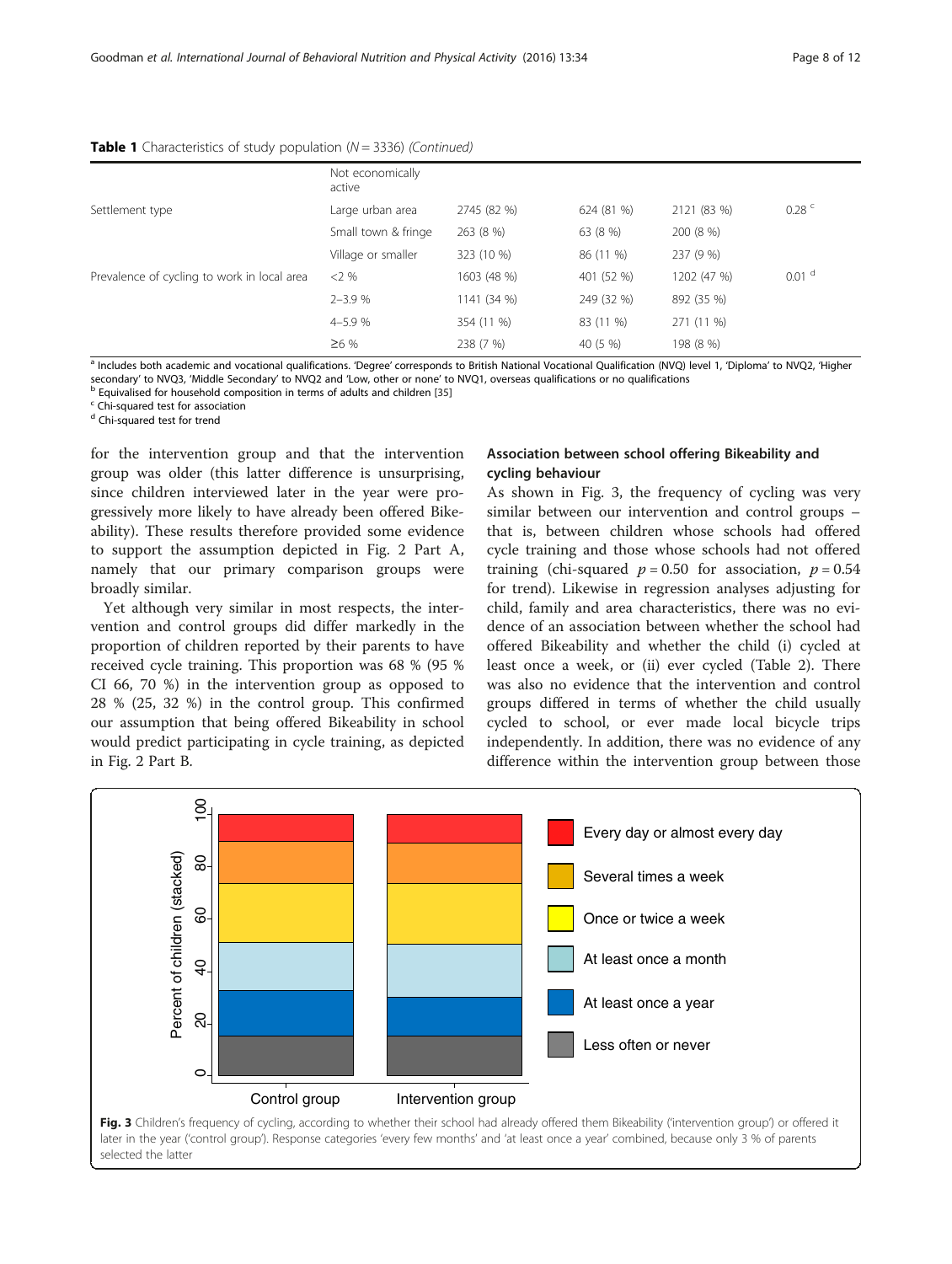**Table 1** Characteristics of study population (N = 3336) *(Continued)*

| | | | | | |
|---|---|---|---|---|---|
| | Not economically active | | | | |
| Settlement type | Large urban area | 2745 (82 %) | 624 (81 %) | 2121 (83 %) | 0.28 [c] |
| | Small town & fringe | 263 (8 %) | 63 (8 %) | 200 (8 %) | |
| | Village or smaller | 323 (10 %) | 86 (11 %) | 237 (9 %) | |
| Prevalence of cycling to work in local area | <2 % | 1603 (48 %) | 401 (52 %) | 1202 (47 %) | 0.01 [d] |
| | 2–3.9 % | 1141 (34 %) | 249 (32 %) | 892 (35 %) | |
| | 4–5.9 % | 354 (11 %) | 83 (11 %) | 271 (11 %) | |
| | ≥6 % | 238 (7 %) | 40 (5 %) | 198 (8 %) | |

[a] Includes both academic and vocational qualifications. 'Degree' corresponds to British National Vocational Qualification (NVQ) level 1, 'Diploma' to NVQ2, 'Higher secondary' to NVQ3, 'Middle Secondary' to NVQ2 and 'Low, other or none' to NVQ1, overseas qualifications or no qualifications
[b] Equivalised for household composition in terms of adults and children [35]
[c] Chi-squared test for association
[d] Chi-squared test for trend

for the intervention group and that the intervention group was older (this latter difference is unsurprising, since children interviewed later in the year were progressively more likely to have already been offered Bikeability). These results therefore provided some evidence to support the assumption depicted in Fig. 2 Part A, namely that our primary comparison groups were broadly similar.

Yet although very similar in most respects, the intervention and control groups did differ markedly in the proportion of children reported by their parents to have received cycle training. This proportion was 68 % (95 % CI 66, 70 %) in the intervention group as opposed to 28 % (25, 32 %) in the control group. This confirmed our assumption that being offered Bikeability in school would predict participating in cycle training, as depicted in Fig. 2 Part B.

### Association between school offering Bikeability and cycling behaviour

As shown in Fig. 3, the frequency of cycling was very similar between our intervention and control groups – that is, between children whose schools had offered cycle training and those whose schools had not offered training (chi-squared $p = 0.50$ for association, $p = 0.54$ for trend). Likewise in regression analyses adjusting for child, family and area characteristics, there was no evidence of an association between whether the school had offered Bikeability and whether the child (i) cycled at least once a week, or (ii) ever cycled (Table 2). There was also no evidence that the intervention and control groups differed in terms of whether the child usually cycled to school, or ever made local bicycle trips independently. In addition, there was no evidence of any difference within the intervention group between those

**Fig. 3** Children's frequency of cycling, according to whether their school had already offered them Bikeability ('intervention group') or offered it later in the year ('control group'). Response categories 'every few months' and 'at least once a year' combined, because only 3 % of parents selected the latter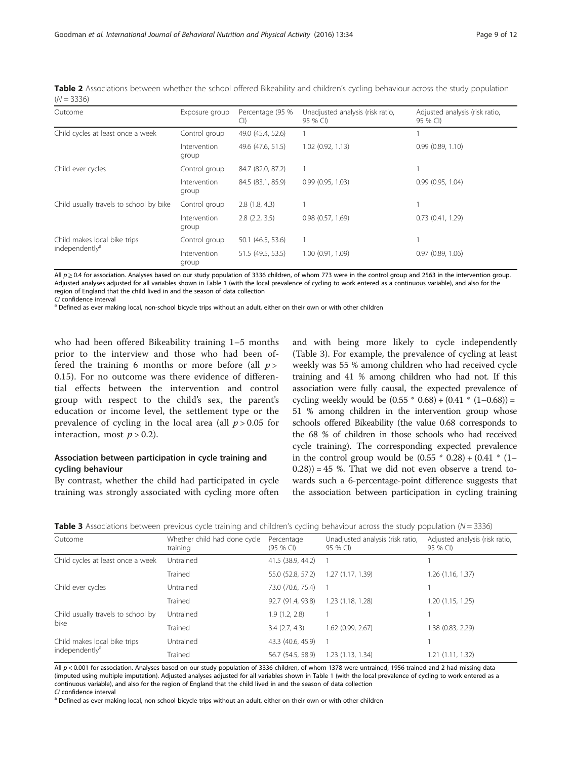**Table 2** Associations between whether the school offered Bikeability and children's cycling behaviour across the study population ($N = 3336$)

| Outcome | Exposure group | Percentage (95 % CI) | Unadjusted analysis (risk ratio, 95 % CI) | Adjusted analysis (risk ratio, 95 % CI) |
|---|---|---|---|---|
| Child cycles at least once a week | Control group | 49.0 (45.4, 52.6) | 1 | 1 |
| | Intervention group | 49.6 (47.6, 51.5) | 1.02 (0.92, 1.13) | 0.99 (0.89, 1.10) |
| Child ever cycles | Control group | 84.7 (82.0, 87.2) | 1 | 1 |
| | Intervention group | 84.5 (83.1, 85.9) | 0.99 (0.95, 1.03) | 0.99 (0.95, 1.04) |
| Child usually travels to school by bike | Control group | 2.8 (1.8, 4.3) | 1 | 1 |
| | Intervention group | 2.8 (2.2, 3.5) | 0.98 (0.57, 1.69) | 0.73 (0.41, 1.29) |
| Child makes local bike trips independently[a] | Control group | 50.1 (46.5, 53.6) | 1 | 1 |
| | Intervention group | 51.5 (49.5, 53.5) | 1.00 (0.91, 1.09) | 0.97 (0.89, 1.06) |

All $p \geq 0.4$ for association. Analyses based on our study population of 3336 children, of whom 773 were in the control group and 2563 in the intervention group. Adjusted analyses adjusted for all variables shown in Table 1 (with the local prevalence of cycling to work entered as a continuous variable), and also for the region of England that the child lived in and the season of data collection

*CI* confidence interval

[a] Defined as ever making local, non-school bicycle trips without an adult, either on their own or with other children

who had been offered Bikeability training 1–5 months prior to the interview and those who had been offered the training 6 months or more before (all $p > 0.15$). For no outcome was there evidence of differential effects between the intervention and control group with respect to the child's sex, the parent's education or income level, the settlement type or the prevalence of cycling in the local area (all $p > 0.05$ for interaction, most $p > 0.2$).

### Association between participation in cycle training and cycling behaviour

By contrast, whether the child had participated in cycle training was strongly associated with cycling more often and with being more likely to cycle independently (Table 3). For example, the prevalence of cycling at least weekly was 55 % among children who had received cycle training and 41 % among children who had not. If this association were fully causal, the expected prevalence of cycling weekly would be $(0.55 * 0.68) + (0.41 * (1–0.68)) = 51$ % among children in the intervention group whose schools offered Bikeability (the value 0.68 corresponds to the 68 % of children in those schools who had received cycle training). The corresponding expected prevalence in the control group would be $(0.55 * 0.28) + (0.41 * (1–0.28)) = 45$ %. That we did not even observe a trend towards such a 6-percentage-point difference suggests that the association between participation in cycling training

**Table 3** Associations between previous cycle training and children's cycling behaviour across the study population ($N = 3336$)

| Outcome | Whether child had done cycle training | Percentage (95 % CI) | Unadjusted analysis (risk ratio, 95 % CI) | Adjusted analysis (risk ratio, 95 % CI) |
|---|---|---|---|---|
| Child cycles at least once a week | Untrained | 41.5 (38.9, 44.2) | 1 | 1 |
| | Trained | 55.0 (52.8, 57.2) | 1.27 (1.17, 1.39) | 1.26 (1.16, 1.37) |
| Child ever cycles | Untrained | 73.0 (70.6, 75.4) | 1 | 1 |
| | Trained | 92.7 (91.4, 93.8) | 1.23 (1.18, 1.28) | 1.20 (1.15, 1.25) |
| Child usually travels to school by bike | Untrained | 1.9 (1.2, 2.8) | 1 | 1 |
| | Trained | 3.4 (2.7, 4.3) | 1.62 (0.99, 2.67) | 1.38 (0.83, 2.29) |
| Child makes local bike trips independently[a] | Untrained | 43.3 (40.6, 45.9) | 1 | 1 |
| | Trained | 56.7 (54.5, 58.9) | 1.23 (1.13, 1.34) | 1.21 (1.11, 1.32) |

All $p < 0.001$ for association. Analyses based on our study population of 3336 children, of whom 1378 were untrained, 1956 trained and 2 had missing data (imputed using multiple imputation). Adjusted analyses adjusted for all variables shown in Table 1 (with the local prevalence of cycling to work entered as a continuous variable), and also for the region of England that the child lived in and the season of data collection

*CI* confidence interval

[a] Defined as ever making local, non-school bicycle trips without an adult, either on their own or with other children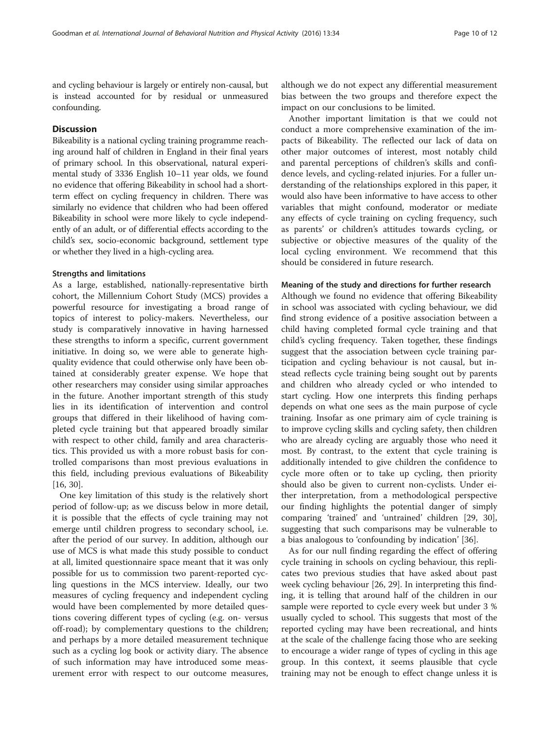and cycling behaviour is largely or entirely non-causal, but is instead accounted for by residual or unmeasured confounding.

## Discussion

Bikeability is a national cycling training programme reaching around half of children in England in their final years of primary school. In this observational, natural experimental study of 3336 English 10–11 year olds, we found no evidence that offering Bikeability in school had a short-term effect on cycling frequency in children. There was similarly no evidence that children who had been offered Bikeability in school were more likely to cycle independently of an adult, or of differential effects according to the child's sex, socio-economic background, settlement type or whether they lived in a high-cycling area.

### Strengths and limitations

As a large, established, nationally-representative birth cohort, the Millennium Cohort Study (MCS) provides a powerful resource for investigating a broad range of topics of interest to policy-makers. Nevertheless, our study is comparatively innovative in having harnessed these strengths to inform a specific, current government initiative. In doing so, we were able to generate high-quality evidence that could otherwise only have been obtained at considerably greater expense. We hope that other researchers may consider using similar approaches in the future. Another important strength of this study lies in its identification of intervention and control groups that differed in their likelihood of having completed cycle training but that appeared broadly similar with respect to other child, family and area characteristics. This provided us with a more robust basis for controlled comparisons than most previous evaluations in this field, including previous evaluations of Bikeability [16, 30].

One key limitation of this study is the relatively short period of follow-up; as we discuss below in more detail, it is possible that the effects of cycle training may not emerge until children progress to secondary school, i.e. after the period of our survey. In addition, although our use of MCS is what made this study possible to conduct at all, limited questionnaire space meant that it was only possible for us to commission two parent-reported cycling questions in the MCS interview. Ideally, our two measures of cycling frequency and independent cycling would have been complemented by more detailed questions covering different types of cycling (e.g. on- versus off-road); by complementary questions to the children; and perhaps by a more detailed measurement technique such as a cycling log book or activity diary. The absence of such information may have introduced some measurement error with respect to our outcome measures, although we do not expect any differential measurement bias between the two groups and therefore expect the impact on our conclusions to be limited.

Another important limitation is that we could not conduct a more comprehensive examination of the impacts of Bikeability. The reflected our lack of data on other major outcomes of interest, most notably child and parental perceptions of children's skills and confidence levels, and cycling-related injuries. For a fuller understanding of the relationships explored in this paper, it would also have been informative to have access to other variables that might confound, moderator or mediate any effects of cycle training on cycling frequency, such as parents' or children's attitudes towards cycling, or subjective or objective measures of the quality of the local cycling environment. We recommend that this should be considered in future research.

### Meaning of the study and directions for further research

Although we found no evidence that offering Bikeability in school was associated with cycling behaviour, we did find strong evidence of a positive association between a child having completed formal cycle training and that child's cycling frequency. Taken together, these findings suggest that the association between cycle training participation and cycling behaviour is not causal, but instead reflects cycle training being sought out by parents and children who already cycled or who intended to start cycling. How one interprets this finding perhaps depends on what one sees as the main purpose of cycle training. Insofar as one primary aim of cycle training is to improve cycling skills and cycling safety, then children who are already cycling are arguably those who need it most. By contrast, to the extent that cycle training is additionally intended to give children the confidence to cycle more often or to take up cycling, then priority should also be given to current non-cyclists. Under either interpretation, from a methodological perspective our finding highlights the potential danger of simply comparing 'trained' and 'untrained' children [29, 30], suggesting that such comparisons may be vulnerable to a bias analogous to 'confounding by indication' [36].

As for our null finding regarding the effect of offering cycle training in schools on cycling behaviour, this replicates two previous studies that have asked about past week cycling behaviour [26, 29]. In interpreting this finding, it is telling that around half of the children in our sample were reported to cycle every week but under 3 % usually cycled to school. This suggests that most of the reported cycling may have been recreational, and hints at the scale of the challenge facing those who are seeking to encourage a wider range of types of cycling in this age group. In this context, it seems plausible that cycle training may not be enough to effect change unless it is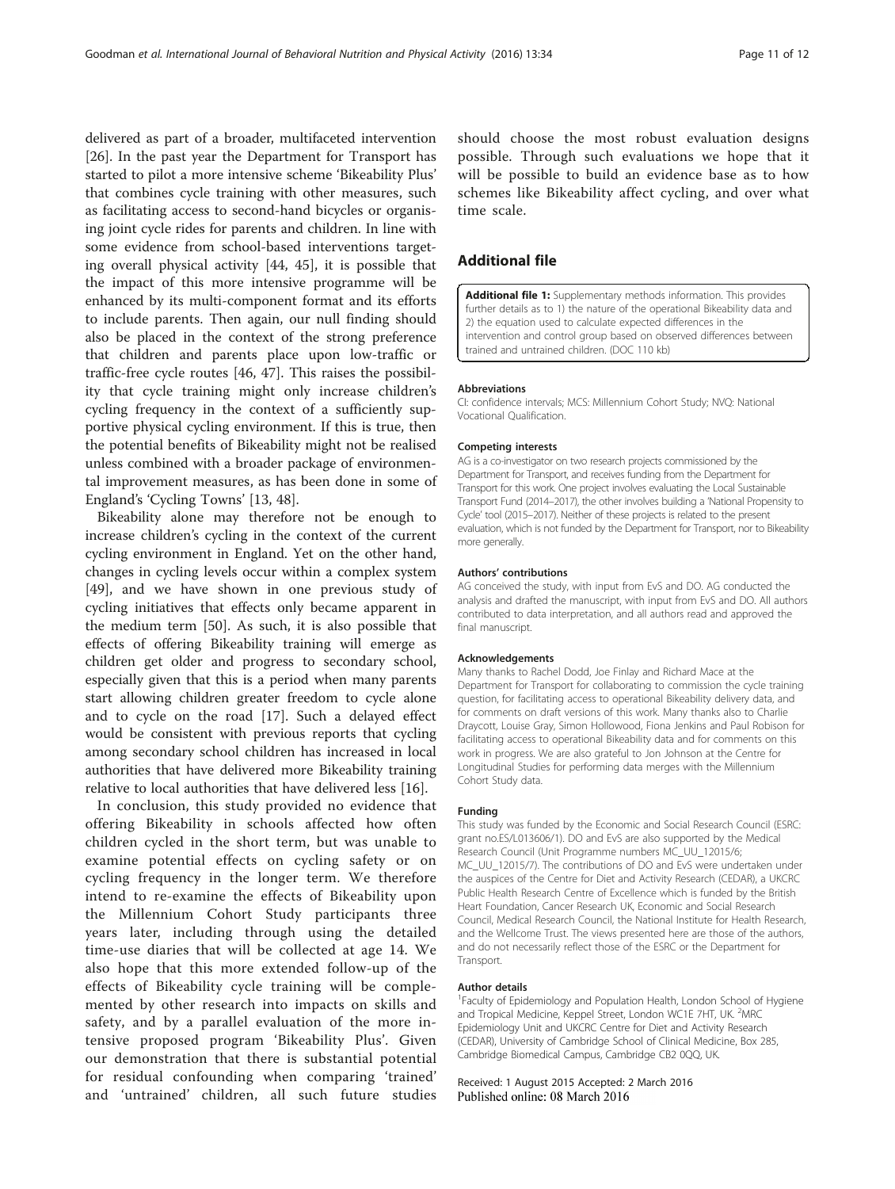delivered as part of a broader, multifaceted intervention [26]. In the past year the Department for Transport has started to pilot a more intensive scheme 'Bikeability Plus' that combines cycle training with other measures, such as facilitating access to second-hand bicycles or organising joint cycle rides for parents and children. In line with some evidence from school-based interventions targeting overall physical activity [44, 45], it is possible that the impact of this more intensive programme will be enhanced by its multi-component format and its efforts to include parents. Then again, our null finding should also be placed in the context of the strong preference that children and parents place upon low-traffic or traffic-free cycle routes [46, 47]. This raises the possibility that cycle training might only increase children's cycling frequency in the context of a sufficiently supportive physical cycling environment. If this is true, then the potential benefits of Bikeability might not be realised unless combined with a broader package of environmental improvement measures, as has been done in some of England's 'Cycling Towns' [13, 48].

Bikeability alone may therefore not be enough to increase children's cycling in the context of the current cycling environment in England. Yet on the other hand, changes in cycling levels occur within a complex system [49], and we have shown in one previous study of cycling initiatives that effects only became apparent in the medium term [50]. As such, it is also possible that effects of offering Bikeability training will emerge as children get older and progress to secondary school, especially given that this is a period when many parents start allowing children greater freedom to cycle alone and to cycle on the road [17]. Such a delayed effect would be consistent with previous reports that cycling among secondary school children has increased in local authorities that have delivered more Bikeability training relative to local authorities that have delivered less [16].

In conclusion, this study provided no evidence that offering Bikeability in schools affected how often children cycled in the short term, but was unable to examine potential effects on cycling safety or on cycling frequency in the longer term. We therefore intend to re-examine the effects of Bikeability upon the Millennium Cohort Study participants three years later, including through using the detailed time-use diaries that will be collected at age 14. We also hope that this more extended follow-up of the effects of Bikeability cycle training will be complemented by other research into impacts on skills and safety, and by a parallel evaluation of the more intensive proposed program 'Bikeability Plus'. Given our demonstration that there is substantial potential for residual confounding when comparing 'trained' and 'untrained' children, all such future studies should choose the most robust evaluation designs possible. Through such evaluations we hope that it will be possible to build an evidence base as to how schemes like Bikeability affect cycling, and over what time scale.

## Additional file

**Additional file 1:** Supplementary methods information. This provides further details as to 1) the nature of the operational Bikeability data and 2) the equation used to calculate expected differences in the intervention and control group based on observed differences between trained and untrained children. (DOC 110 kb)

#### Abbreviations

CI: confidence intervals; MCS: Millennium Cohort Study; NVQ: National Vocational Qualification.

#### Competing interests

AG is a co-investigator on two research projects commissioned by the Department for Transport, and receives funding from the Department for Transport for this work. One project involves evaluating the Local Sustainable Transport Fund (2014–2017), the other involves building a 'National Propensity to Cycle' tool (2015–2017). Neither of these projects is related to the present evaluation, which is not funded by the Department for Transport, nor to Bikeability more generally.

#### Authors' contributions

AG conceived the study, with input from EvS and DO. AG conducted the analysis and drafted the manuscript, with input from EvS and DO. All authors contributed to data interpretation, and all authors read and approved the final manuscript.

#### Acknowledgements

Many thanks to Rachel Dodd, Joe Finlay and Richard Mace at the Department for Transport for collaborating to commission the cycle training question, for facilitating access to operational Bikeability delivery data, and for comments on draft versions of this work. Many thanks also to Charlie Draycott, Louise Gray, Simon Hollowood, Fiona Jenkins and Paul Robison for facilitating access to operational Bikeability data and for comments on this work in progress. We are also grateful to Jon Johnson at the Centre for Longitudinal Studies for performing data merges with the Millennium Cohort Study data.

#### Funding

This study was funded by the Economic and Social Research Council (ESRC: grant no.ES/L013606/1). DO and EvS are also supported by the Medical Research Council (Unit Programme numbers MC_UU_12015/6; MC_UU_12015/7). The contributions of DO and EvS were undertaken under the auspices of the Centre for Diet and Activity Research (CEDAR), a UKCRC Public Health Research Centre of Excellence which is funded by the British Heart Foundation, Cancer Research UK, Economic and Social Research Council, Medical Research Council, the National Institute for Health Research, and the Wellcome Trust. The views presented here are those of the authors, and do not necessarily reflect those of the ESRC or the Department for Transport.

#### Author details

[1]Faculty of Epidemiology and Population Health, London School of Hygiene and Tropical Medicine, Keppel Street, London WC1E 7HT, UK. [2]MRC Epidemiology Unit and UKCRC Centre for Diet and Activity Research (CEDAR), University of Cambridge School of Clinical Medicine, Box 285, Cambridge Biomedical Campus, Cambridge CB2 0QQ, UK.

Received: 1 August 2015 Accepted: 2 March 2016
Published online: 08 March 2016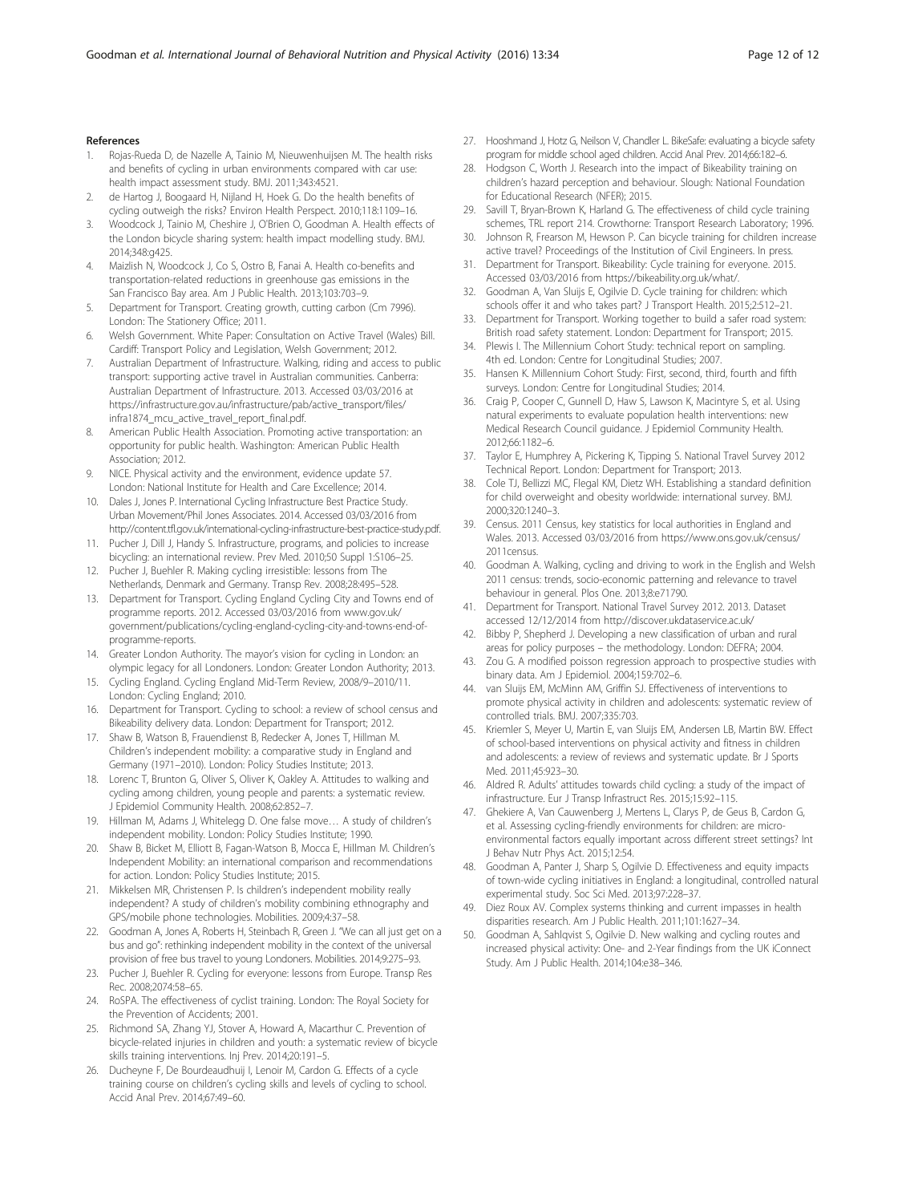## References

1. Rojas-Rueda D, de Nazelle A, Tainio M, Nieuwenhuijsen M. The health risks and benefits of cycling in urban environments compared with car use: health impact assessment study. BMJ. 2011;343:4521.
2. de Hartog J, Boogaard H, Nijland H, Hoek G. Do the health benefits of cycling outweigh the risks? Environ Health Perspect. 2010;118:1109–16.
3. Woodcock J, Tainio M, Cheshire J, O'Brien O, Goodman A. Health effects of the London bicycle sharing system: health impact modelling study. BMJ. 2014;348:g425.
4. Maizlish N, Woodcock J, Co S, Ostro B, Fanai A. Health co-benefits and transportation-related reductions in greenhouse gas emissions in the San Francisco Bay area. Am J Public Health. 2013;103:703–9.
5. Department for Transport. Creating growth, cutting carbon (Cm 7996). London: The Stationery Office; 2011.
6. Welsh Government. White Paper: Consultation on Active Travel (Wales) Bill. Cardiff: Transport Policy and Legislation, Welsh Government; 2012.
7. Australian Department of Infrastructure. Walking, riding and access to public transport: supporting active travel in Australian communities. Canberra: Australian Department of Infrastructure. 2013. Accessed 03/03/2016 at https://infrastructure.gov.au/infrastructure/pab/active_transport/files/infra1874_mcu_active_travel_report_final.pdf.
8. American Public Health Association. Promoting active transportation: an opportunity for public health. Washington: American Public Health Association; 2012.
9. NICE. Physical activity and the environment, evidence update 57. London: National Institute for Health and Care Excellence; 2014.
10. Dales J, Jones P. International Cycling Infrastructure Best Practice Study. Urban Movement/Phil Jones Associates. 2014. Accessed 03/03/2016 from http://content.tfl.gov.uk/international-cycling-infrastructure-best-practice-study.pdf.
11. Pucher J, Dill J, Handy S. Infrastructure, programs, and policies to increase bicycling: an international review. Prev Med. 2010;50 Suppl 1:S106–25.
12. Pucher J, Buehler R. Making cycling irresistible: lessons from The Netherlands, Denmark and Germany. Transp Rev. 2008;28:495–528.
13. Department for Transport. Cycling England Cycling City and Towns end of programme reports. 2012. Accessed 03/03/2016 from www.gov.uk/government/publications/cycling-england-cycling-city-and-towns-end-of-programme-reports.
14. Greater London Authority. The mayor's vision for cycling in London: an olympic legacy for all Londoners. London: Greater London Authority; 2013.
15. Cycling England. Cycling England Mid-Term Review, 2008/9–2010/11. London: Cycling England; 2010.
16. Department for Transport. Cycling to school: a review of school census and Bikeability delivery data. London: Department for Transport; 2012.
17. Shaw B, Watson B, Frauendienst B, Redecker A, Jones T, Hillman M. Children's independent mobility: a comparative study in England and Germany (1971–2010). London: Policy Studies Institute; 2013.
18. Lorenc T, Brunton G, Oliver S, Oliver K, Oakley A. Attitudes to walking and cycling among children, young people and parents: a systematic review. J Epidemiol Community Health. 2008;62:852–7.
19. Hillman M, Adams J, Whitelegg D. One false move… A study of children's independent mobility. London: Policy Studies Institute; 1990.
20. Shaw B, Bicket M, Elliott B, Fagan-Watson B, Mocca E, Hillman M. Children's Independent Mobility: an international comparison and recommendations for action. London: Policy Studies Institute; 2015.
21. Mikkelsen MR, Christensen P. Is children's independent mobility really independent? A study of children's mobility combining ethnography and GPS/mobile phone technologies. Mobilities. 2009;4:37–58.
22. Goodman A, Jones A, Roberts H, Steinbach R, Green J. "We can all just get on a bus and go": rethinking independent mobility in the context of the universal provision of free bus travel to young Londoners. Mobilities. 2014;9:275–93.
23. Pucher J, Buehler R. Cycling for everyone: lessons from Europe. Transp Res Rec. 2008;2074:58–65.
24. RoSPA. The effectiveness of cyclist training. London: The Royal Society for the Prevention of Accidents; 2001.
25. Richmond SA, Zhang YJ, Stover A, Howard A, Macarthur C. Prevention of bicycle-related injuries in children and youth: a systematic review of bicycle skills training interventions. Inj Prev. 2014;20:191–5.
26. Ducheyne F, De Bourdeaudhuij I, Lenoir M, Cardon G. Effects of a cycle training course on children's cycling skills and levels of cycling to school. Accid Anal Prev. 2014;67:49–60.
27. Hooshmand J, Hotz G, Neilson V, Chandler L. BikeSafe: evaluating a bicycle safety program for middle school aged children. Accid Anal Prev. 2014;66:182–6.
28. Hodgson C, Worth J. Research into the impact of Bikeability training on children's hazard perception and behaviour. Slough: National Foundation for Educational Research (NFER); 2015.
29. Savill T, Bryan-Brown K, Harland G. The effectiveness of child cycle training schemes, TRL report 214. Crowthorne: Transport Research Laboratory; 1996.
30. Johnson R, Frearson M, Hewson P. Can bicycle training for children increase active travel? Proceedings of the Institution of Civil Engineers. In press.
31. Department for Transport. Bikeability: Cycle training for everyone. 2015. Accessed 03/03/2016 from https://bikeability.org.uk/what/.
32. Goodman A, Van Sluijs E, Ogilvie D. Cycle training for children: which schools offer it and who takes part? J Transport Health. 2015;2:512–21.
33. Department for Transport. Working together to build a safer road system: British road safety statement. London: Department for Transport; 2015.
34. Plewis I. The Millennium Cohort Study: technical report on sampling. 4th ed. London: Centre for Longitudinal Studies; 2007.
35. Hansen K. Millennium Cohort Study: First, second, third, fourth and fifth surveys. London: Centre for Longitudinal Studies; 2014.
36. Craig P, Cooper C, Gunnell D, Haw S, Lawson K, Macintyre S, et al. Using natural experiments to evaluate population health interventions: new Medical Research Council guidance. J Epidemiol Community Health. 2012;66:1182–6.
37. Taylor E, Humphrey A, Pickering K, Tipping S. National Travel Survey 2012 Technical Report. London: Department for Transport; 2013.
38. Cole TJ, Bellizzi MC, Flegal KM, Dietz WH. Establishing a standard definition for child overweight and obesity worldwide: international survey. BMJ. 2000;320:1240–3.
39. Census. 2011 Census, key statistics for local authorities in England and Wales. 2013. Accessed 03/03/2016 from https://www.ons.gov.uk/census/2011census.
40. Goodman A. Walking, cycling and driving to work in the English and Welsh 2011 census: trends, socio-economic patterning and relevance to travel behaviour in general. Plos One. 2013;8:e71790.
41. Department for Transport. National Travel Survey 2012. 2013. Dataset accessed 12/12/2014 from http://discover.ukdataservice.ac.uk/
42. Bibby P, Shepherd J. Developing a new classification of urban and rural areas for policy purposes – the methodology. London: DEFRA; 2004.
43. Zou G. A modified poisson regression approach to prospective studies with binary data. Am J Epidemiol. 2004;159:702–6.
44. van Sluijs EM, McMinn AM, Griffin SJ. Effectiveness of interventions to promote physical activity in children and adolescents: systematic review of controlled trials. BMJ. 2007;335:703.
45. Kriemler S, Meyer U, Martin E, van Sluijs EM, Andersen LB, Martin BW. Effect of school-based interventions on physical activity and fitness in children and adolescents: a review of reviews and systematic update. Br J Sports Med. 2011;45:923–30.
46. Aldred R. Adults' attitudes towards child cycling: a study of the impact of infrastructure. Eur J Transp Infrastruct Res. 2015;15:92–115.
47. Ghekiere A, Van Cauwenberg J, Mertens L, Clarys P, de Geus B, Cardon G, et al. Assessing cycling-friendly environments for children: are micro-environmental factors equally important across different street settings? Int J Behav Nutr Phys Act. 2015;12:54.
48. Goodman A, Panter J, Sharp S, Ogilvie D. Effectiveness and equity impacts of town-wide cycling initiatives in England: a longitudinal, controlled natural experimental study. Soc Sci Med. 2013;97:228–37.
49. Diez Roux AV. Complex systems thinking and current impasses in health disparities research. Am J Public Health. 2011;101:1627–34.
50. Goodman A, Sahlqvist S, Ogilvie D. New walking and cycling routes and increased physical activity: One- and 2-Year findings from the UK iConnect Study. Am J Public Health. 2014;104:e38–346.